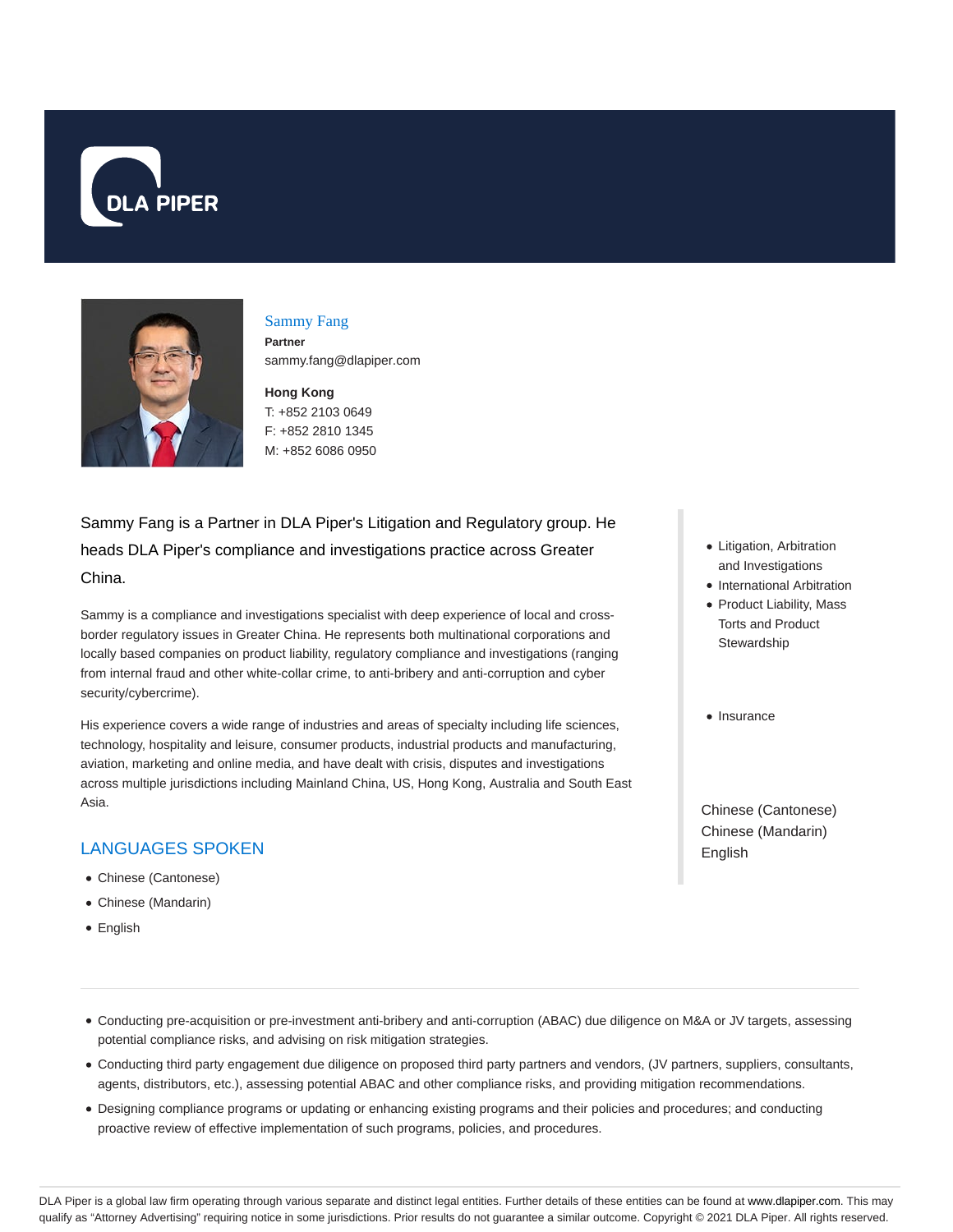# Sammy Fang

**Partner**

sammy.fang@dlapiper.com

**Hong Kong**

T: +852 2103 0649

F: +852 2810 1345

M: +852 6086 0950

Sammy Fang is a Partner in DLA Piper's Litigation and Regulatory group. He heads DLA Piper's compliance and investigations practice across Greater China.

Sammy is a compliance and investigations specialist with deep experience of local and cross-border regulatory issues in Greater China. He represents both multinational corporations and locally based companies on product liability, regulatory compliance and investigations (ranging from internal fraud and other white-collar crime, to anti-bribery and anti-corruption and cyber security/cybercrime).

His experience covers a wide range of industries and areas of specialty including life sciences, technology, hospitality and leisure, consumer products, industrial products and manufacturing, aviation, marketing and online media, and have dealt with crisis, disputes and investigations across multiple jurisdictions including Mainland China, US, Hong Kong, Australia and South East Asia.

## LANGUAGES SPOKEN

- Chinese (Cantonese)
- Chinese (Mandarin)
- English

- Litigation, Arbitration and Investigations
- International Arbitration
- Product Liability, Mass Torts and Product Stewardship

- Insurance

Chinese (Cantonese)
Chinese (Mandarin)
English

- Conducting pre-acquisition or pre-investment anti-bribery and anti-corruption (ABAC) due diligence on M&A or JV targets, assessing potential compliance risks, and advising on risk mitigation strategies.
- Conducting third party engagement due diligence on proposed third party partners and vendors, (JV partners, suppliers, consultants, agents, distributors, etc.), assessing potential ABAC and other compliance risks, and providing mitigation recommendations.
- Designing compliance programs or updating or enhancing existing programs and their policies and procedures; and conducting proactive review of effective implementation of such programs, policies, and procedures.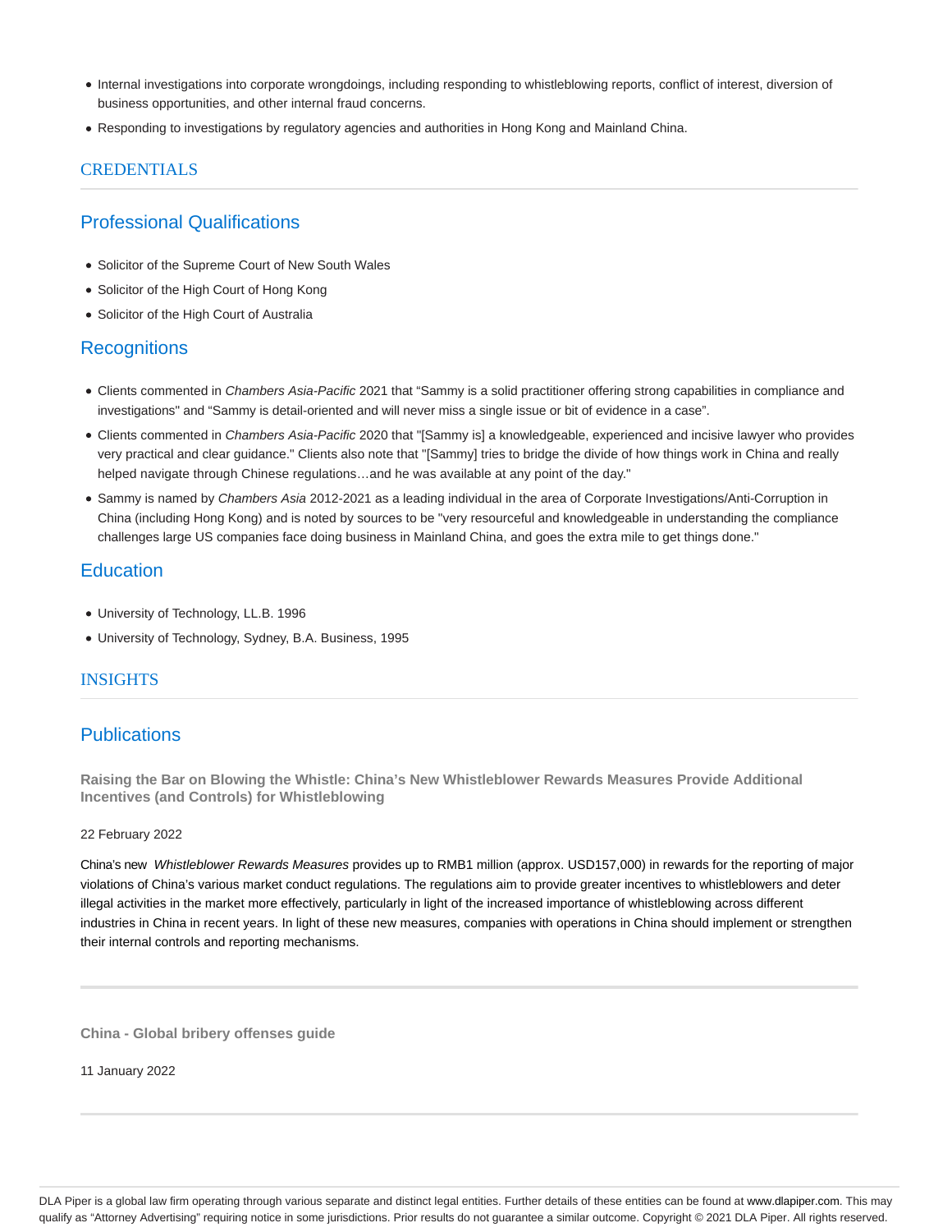- Internal investigations into corporate wrongdoings, including responding to whistleblowing reports, conflict of interest, diversion of business opportunities, and other internal fraud concerns.
- Responding to investigations by regulatory agencies and authorities in Hong Kong and Mainland China.

## CREDENTIALS

### Professional Qualifications

- Solicitor of the Supreme Court of New South Wales
- Solicitor of the High Court of Hong Kong
- Solicitor of the High Court of Australia

### Recognitions

- Clients commented in *Chambers Asia-Pacific* 2021 that "Sammy is a solid practitioner offering strong capabilities in compliance and investigations" and "Sammy is detail-oriented and will never miss a single issue or bit of evidence in a case".
- Clients commented in *Chambers Asia-Pacific* 2020 that "[Sammy is] a knowledgeable, experienced and incisive lawyer who provides very practical and clear guidance." Clients also note that "[Sammy] tries to bridge the divide of how things work in China and really helped navigate through Chinese regulations…and he was available at any point of the day."
- Sammy is named by *Chambers Asia* 2012-2021 as a leading individual in the area of Corporate Investigations/Anti-Corruption in China (including Hong Kong) and is noted by sources to be "very resourceful and knowledgeable in understanding the compliance challenges large US companies face doing business in Mainland China, and goes the extra mile to get things done."

### Education

- University of Technology, LL.B. 1996
- University of Technology, Sydney, B.A. Business, 1995

## INSIGHTS

### Publications

**Raising the Bar on Blowing the Whistle: China's New Whistleblower Rewards Measures Provide Additional Incentives (and Controls) for Whistleblowing**

22 February 2022

China's new *Whistleblower Rewards Measures* provides up to RMB1 million (approx. USD157,000) in rewards for the reporting of major violations of China's various market conduct regulations. The regulations aim to provide greater incentives to whistleblowers and deter illegal activities in the market more effectively, particularly in light of the increased importance of whistleblowing across different industries in China in recent years. In light of these new measures, companies with operations in China should implement or strengthen their internal controls and reporting mechanisms.

**China - Global bribery offenses guide**

11 January 2022

DLA Piper is a global law firm operating through various separate and distinct legal entities. Further details of these entities can be found at www.dlapiper.com. This may qualify as "Attorney Advertising" requiring notice in some jurisdictions. Prior results do not guarantee a similar outcome. Copyright © 2021 DLA Piper. All rights reserved.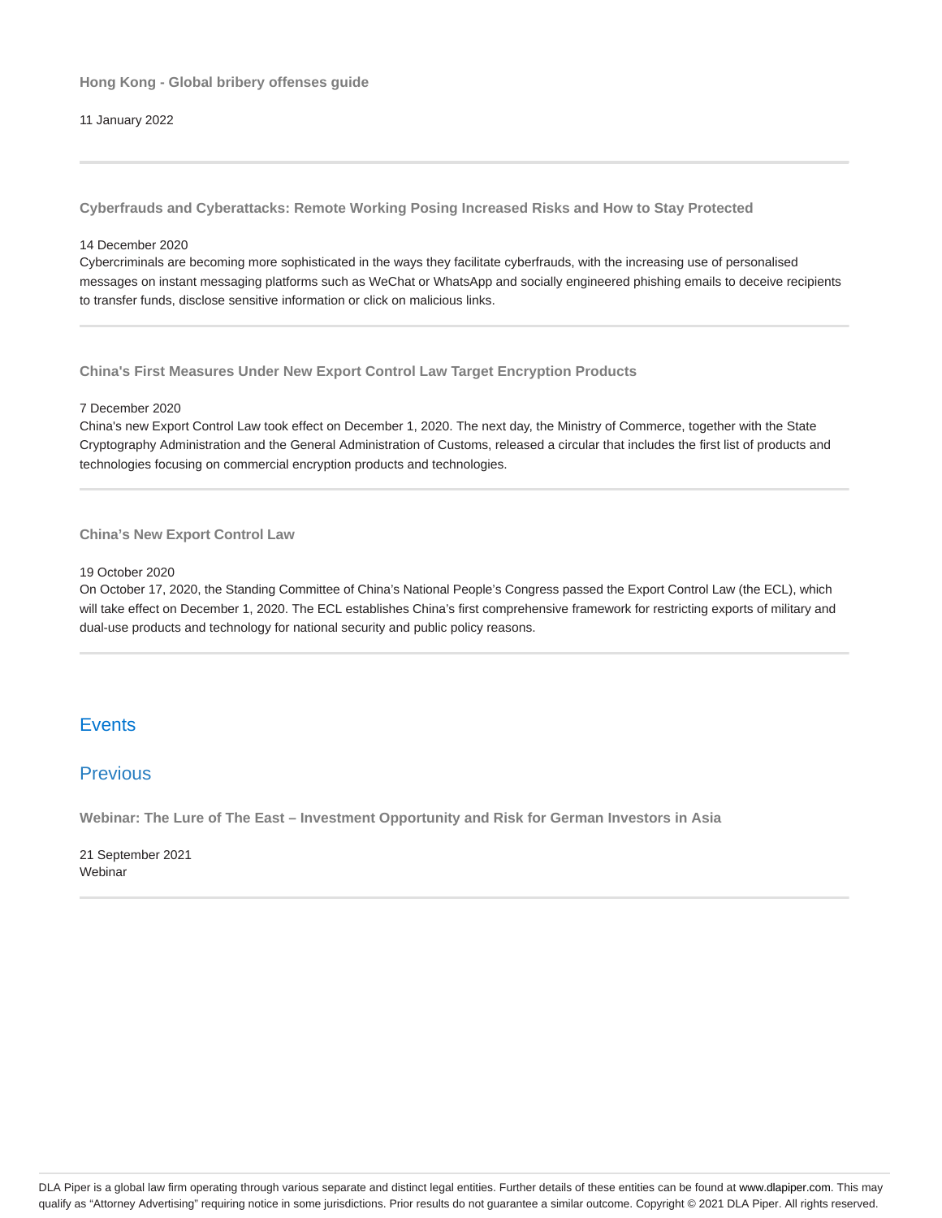**Hong Kong - Global bribery offenses guide**

11 January 2022

---

**Cyberfrauds and Cyberattacks: Remote Working Posing Increased Risks and How to Stay Protected**

14 December 2020
Cybercriminals are becoming more sophisticated in the ways they facilitate cyberfrauds, with the increasing use of personalised messages on instant messaging platforms such as WeChat or WhatsApp and socially engineered phishing emails to deceive recipients to transfer funds, disclose sensitive information or click on malicious links.

---

**China's First Measures Under New Export Control Law Target Encryption Products**

7 December 2020
China's new Export Control Law took effect on December 1, 2020. The next day, the Ministry of Commerce, together with the State Cryptography Administration and the General Administration of Customs, released a circular that includes the first list of products and technologies focusing on commercial encryption products and technologies.

---

**China's New Export Control Law**

19 October 2020
On October 17, 2020, the Standing Committee of China's National People's Congress passed the Export Control Law (the ECL), which will take effect on December 1, 2020. The ECL establishes China's first comprehensive framework for restricting exports of military and dual-use products and technology for national security and public policy reasons.

---

## Events

## Previous

**Webinar: The Lure of The East – Investment Opportunity and Risk for German Investors in Asia**

21 September 2021
Webinar

---

DLA Piper is a global law firm operating through various separate and distinct legal entities. Further details of these entities can be found at www.dlapiper.com. This may qualify as "Attorney Advertising" requiring notice in some jurisdictions. Prior results do not guarantee a similar outcome. Copyright © 2021 DLA Piper. All rights reserved.